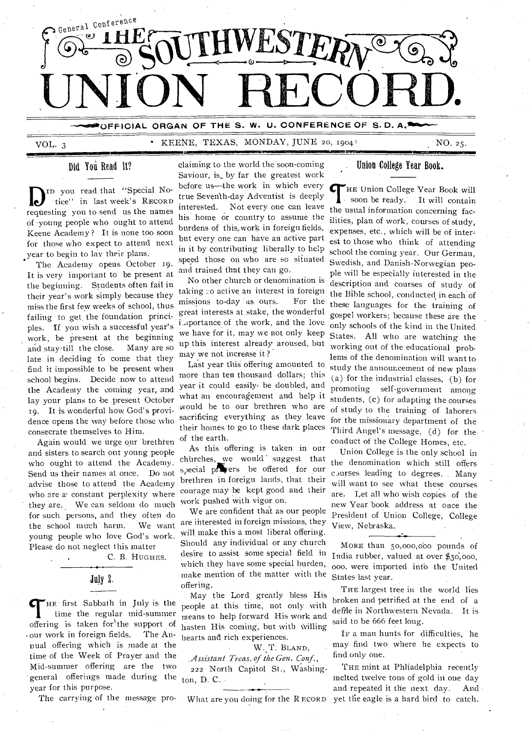# THE SOUTHWESTERN UNION RECORD.

General Conference

OFFICIAL ORGAN OF THE S. W. U. CONFERENCE OF S. D. A.

VOL. 3 • KEENE, TEXAS, MONDAY, JUNE 20, 1904 NO. 25.

## Did You Read It?

DID you read that "Special Notice" in last week's RECORD requesting you to send us the names of young people who ought to attend Keene Academy? It is none too soon for those who expect to attend next year to begin to lay their plans.

The Academy opens October 19. It is very important to be present at the beginning. Students often fail in their year's work simply because they miss the first few weeks of school, thus failing to get the foundation principles. If you wish a successful year's work, be present at the beginning and stay till the close. Many are so late in deciding to come that they find it impossible to be present when school begins. Decide now to attend the Academy the coming year, and lay your plans to be present October 19. It is wonderful how God's providence opens the way before those who consecrate themselves to Him.

Again would we urge our brethren and sisters to search out young people who ought to attend the Academy. Send us their names at once. Do not advise those to attend the Academy who are a constant perplexity where they are. We can seldom do much for such persons, and they often do the school much harm. We want young people who love God's work. Please do not neglect this matter

C. B. HUGHES.

## July 2.

THE first Sabbath in July is the time the regular mid-summer offering is taken for the support of our work in foreign fields. The Annual offering which is made at the time of the Week of Prayer and the Mid-summer offering are the two general offerings made during the year for this purpose.

The carrying of the message proclaiming to the world the soon-coming Saviour, is by far the greatest work before us—the work in which every true Seventh-day Adventist is deeply interested. Not every one can leave his home or country to assume the burdens of this work in foreign fields, but every one can have an active part in it by contributing liberally to help speed those on who are so situated and trained that they can go.

No other church or denomination is taking so active an interest in foreign missions to-day as ours. For the great interests at stake, the wonderful importance of the work, and the love we have for it, may we not only keep up this interest already aroused, but may we not increase it?

Last year this offering amounted to more than ten thousand dollars; this year it could easily be doubled, and what an encouragement and help it would be to our brethren who are sacrificing everything as they leave their homes to go to these dark places of the earth.

As this offering is taken in our churches, we would suggest that special prayers be offered for our brethren in foreign lands, that their courage may be kept good and their work pushed with vigor on.

We are confident that as our people are interested in foreign missions, they will make this a most liberal offering. Should any individual or any church desire to assist some special field in which they have some special burden, make mention of the matter with the offering.

May the Lord greatly bless His people at this time, not only with means to help forward His work and hasten His coming, but with willing hearts and rich experiences.

W. T. BLAND,
*Assistant Treas. of the Gen. Conf.*,
222 North Capitol St., Washington, D. C.

What are you doing for the RECORD

## Union College Year Book.

THE Union College Year Book will soon be ready. It will contain the usual information concerning facilities, plan of work, courses of study, expenses, etc., which will be of interest to those who think of attending school the coming year. Our German, Swedish, and Danish-Norwegian people will be especially interested in the description and courses of study of the Bible school, conducted in each of these languages for the training of gospel workers; because these are the only schools of the kind in the United States. All who are watching the working out of the educational problems of the denomination will want to study the announcement of new plans (a) for the industrial classes, (b) for promoting self-government among students, (c) for adapting the courses of study to the training of laborers for the missionary department of the Third Angel's message, (d) for the conduct of the College Homes, etc.

Union College is the only school in the denomination which still offers courses leading to degrees. Many will want to see what these courses are. Let all who wish copies of the new Year book address at once the President of Union College, College View, Nebraska.

MORE than 50,000,000 pounds of India rubber, valued at over $30,000,000. were imported into the United States last year.

THE largest tree in the world lies broken and petrified at the end of a defile in Northwestern Nevada. It is said to be 666 feet long.

IF a man hunts for difficulties, he may find two where he expects to find only one.

THE mint at Phliadelphia recently melted twelve tons of gold in one day and repeated it the next day. And yet the eagle is a hard bird to catch.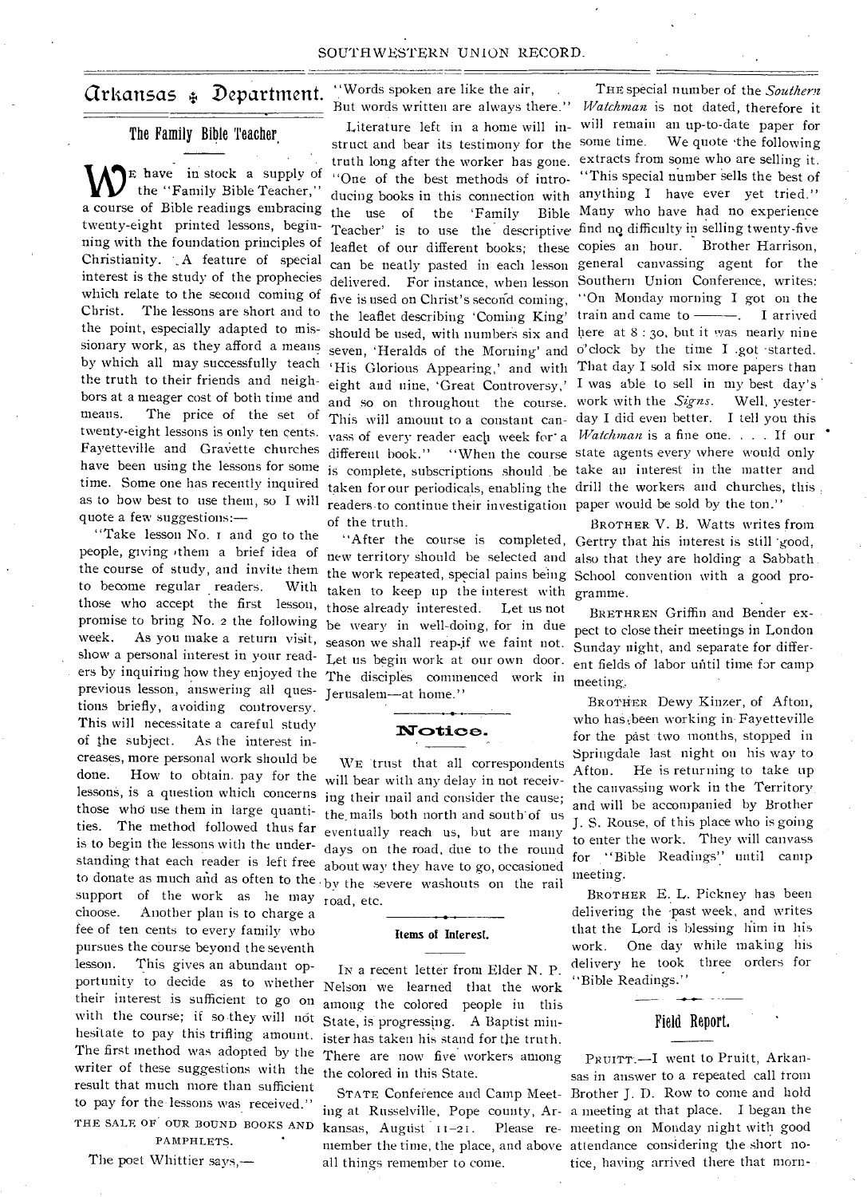# Arkansas Department.

## The Family Bible Teacher

We have in stock a supply of the "Family Bible Teacher," a course of Bible readings embracing twenty-eight printed lessons, beginning with the foundation principles of Christianity. A feature of special interest is the study of the prophecies which relate to the second coming of Christ. The lessons are short and to the point, especially adapted to missionary work, as they afford a means by which all may successfully teach the truth to their friends and neighbors at a meager cost of both time and means. The price of the set of twenty-eight lessons is only ten cents. Fayetteville and Gravette churches have been using the lessons for some time. Some one has recently inquired as to how best to use them, so I will quote a few suggestions:—

"Take lesson No. 1 and go to the people, giving them a brief idea of the course of study, and invite them to become regular readers. With those who accept the first lesson, promise to bring No. 2 the following week. As you make a return visit, show a personal interest in your readers by inquiring how they enjoyed the previous lesson, answering all questions briefly, avoiding controversy. This will necessitate a careful study of the subject. As the interest increases, more personal work should be done. How to obtain pay for the lessons, is a question which concerns those who use them in large quantities. The method followed thus far is to begin the lessons with the understanding that each reader is left free to donate as much and as often to the support of the work as he may choose. Another plan is to charge a fee of ten cents to every family who pursues the course beyond the seventh lesson. This gives an abundant opportunity to decide as to whether their interest is sufficient to go on with the course; if so they will not hesitate to pay this trifling amount. The first method was adopted by the writer of these suggestions with the result that much more than sufficient to pay for the lessons was received."

THE SALE OF OUR BOUND BOOKS AND PAMPHLETS.

The poet Whittier says,—

"Words spoken are like the air,
But words written are always there."

Literature left in a home will instruct and bear its testimony for the truth long after the worker has gone. "One of the best methods of introducing books in this connection with the use of the 'Family Bible Teacher' is to use the descriptive leaflet of our different books; these can be neatly pasted in each lesson delivered. For instance, when lesson five is used on Christ's second coming, the leaflet describing 'Coming King' should be used, with numbers six and seven, 'Heralds of the Morning' and 'His Glorious Appearing,' and with eight and nine, 'Great Controversy,' and so on throughout the course. This will amount to a constant canvass of every reader each week for a different book." "When the course is complete, subscriptions should be taken for our periodicals, enabling the readers to continue their investigation of the truth.

"After the course is completed, new territory should be selected and the work repeated, special pains being taken to keep up the interest with those already interested. Let us not be weary in well-doing, for in due season we shall reap if we faint not. Let us begin work at our own door. The disciples commenced work in Jerusalem—at home."

## Notice.

We trust that all correspondents will bear with any delay in not receiving their mail and consider the cause; the mails both north and south of us eventually reach us, but are many days on the road, due to the round about way they have to go, occasioned by the severe washouts on the rail road, etc.

## Items of Interest.

In a recent letter from Elder N. P. Nelson we learned that the work among the colored people in this State, is progressing. A Baptist minister has taken his stand for the truth. There are now five workers among the colored in this State.

State Conference and Camp Meeting at Russelville, Pope county, Arkansas, August 11–21. Please remember the time, the place, and above all things remember to come.

The special number of the *Southern Watchman* is not dated, therefore it will remain an up-to-date paper for some time. We quote the following extracts from some who are selling it. "This special number sells the best of anything I have ever yet tried." Many who have had no experience find no difficulty in selling twenty-five copies an hour. Brother Harrison, general canvassing agent for the Southern Union Conference, writes: "On Monday morning I got on the train and came to ———. I arrived here at 8:30, but it was nearly nine o'clock by the time I got started. That day I sold six more papers than I was able to sell in my best day's work with the *Signs*. Well, yesterday I did even better. I tell you this *Watchman* is a fine one. . . . If our state agents every where would only take an interest in the matter and drill the workers and churches, this paper would be sold by the ton."

Brother V. B. Watts writes from Gertry that his interest is still good, also that they are holding a Sabbath School convention with a good programme.

Brethren Griffin and Bender expect to close their meetings in London Sunday night, and separate for different fields of labor until time for camp meeting.

Brother Dewy Kinzer, of Afton, who has been working in Fayetteville for the past two months, stopped in Springdale last night on his way to Afton. He is returning to take up the canvassing work in the Territory and will be accompanied by Brother J. S. Rouse, of this place who is going to enter the work. They will canvass for "Bible Readings" until camp meeting.

Brother E. L. Pickney has been delivering the past week, and writes that the Lord is blessing him in his work. One day while making his delivery he took three orders for "Bible Readings."

## Field Report.

Pruitt.—I went to Pruitt, Arkansas in answer to a repeated call from Brother J. D. Row to come and hold a meeting at that place. I began the meeting on Monday night with good attendance considering the short notice, having arrived there that morn-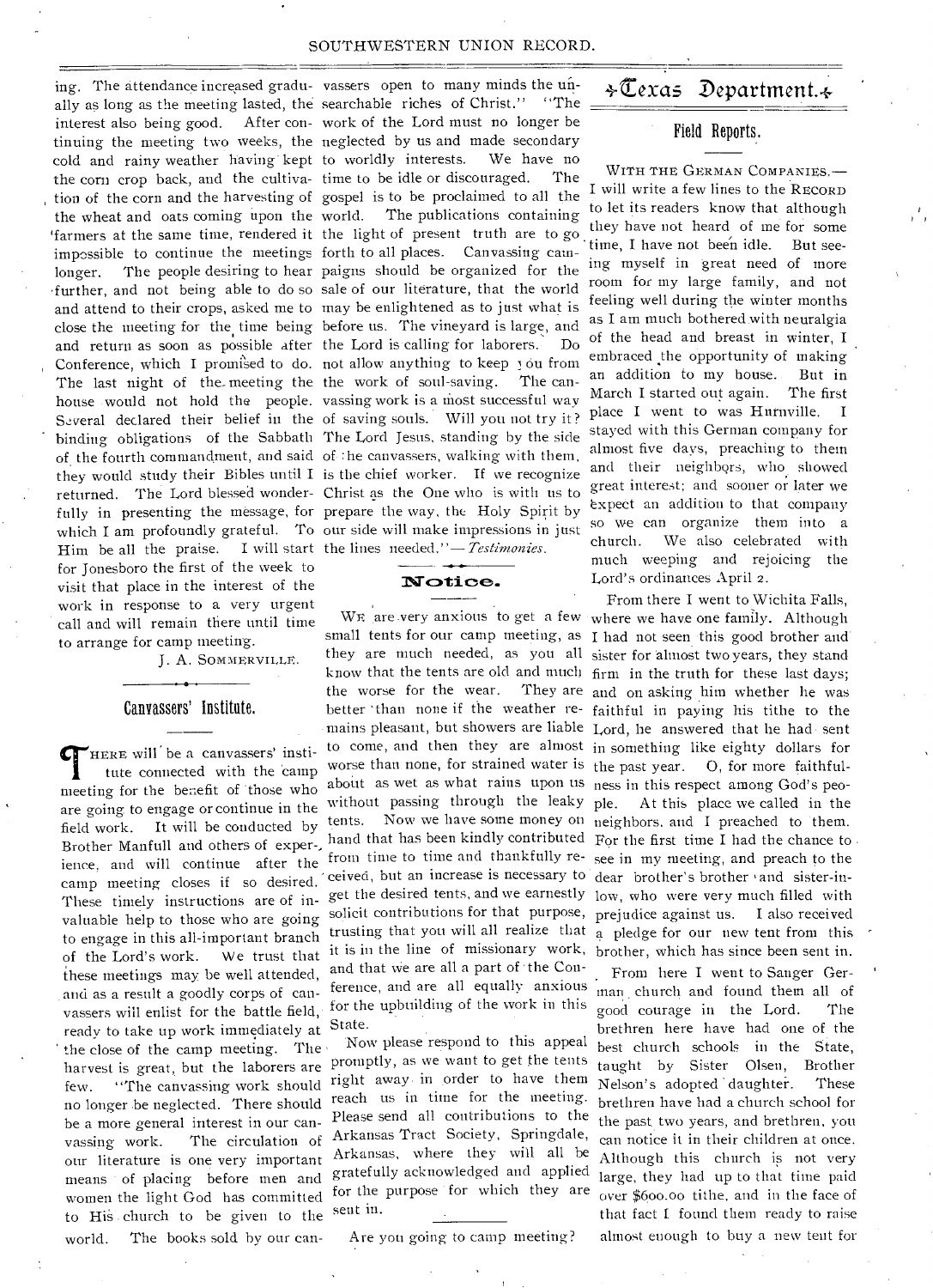ing. The attendance increased gradually as long as the meeting lasted, the interest also being good. After continuing the meeting two weeks, the cold and rainy weather having kept the corn crop back, and the cultivation of the corn and the harvesting of the wheat and oats coming upon the farmers at the same time, rendered it impossible to continue the meetings longer. The people desiring to hear further, and not being able to do so and attend to their crops, asked me to close the meeting for the time being and return as soon as possible after Conference, which I promised to do. The last night of the meeting the house would not hold the people. Several declared their belief in the binding obligations of the Sabbath of the fourth commandment, and said they would study their Bibles until I returned. The Lord blessed wonderfully in presenting the message, for which I am profoundly grateful. To Him be all the praise. I will start for Jonesboro the first of the week to visit that place in the interest of the work in response to a very urgent call and will remain there until time to arrange for camp meeting.

J. A. SOMMERVILLE.

## Canvassers' Institute.

There will be a canvassers' institute connected with the camp meeting for the benefit of those who are going to engage or continue in the field work. It will be conducted by Brother Manfull and others of experience, and will continue after the camp meeting closes if so desired. These timely instructions are of invaluable help to those who are going to engage in this all-important branch of the Lord's work. We trust that these meetings may be well attended, and as a result a goodly corps of canvassers will enlist for the battle field, ready to take up work immediately at the close of the camp meeting. The harvest is great, but the laborers are few. "The canvassing work should no longer be neglected. There should be a more general interest in our canvassing work. The circulation of our literature is one very important means of placing before men and women the light God has committed to His church to be given to the world. The books sold by our canvassers open to many minds the unsearchable riches of Christ." "The work of the Lord must no longer be neglected by us and made secondary to worldly interests. We have no time to be idle or discouraged. The gospel is to be proclaimed to all the world. The publications containing the light of present truth are to go forth to all places. Canvassing campaigns should be organized for the sale of our literature, that the world may be enlightened as to just what is before us. The vineyard is large, and the Lord is calling for laborers. Do not allow anything to keep you from the work of soul-saving. The canvassing work is a most successful way of saving souls. Will you not try it? The Lord Jesus, standing by the side of the canvassers, walking with them, is the chief worker. If we recognize Christ as the One who is with us to prepare the way, the Holy Spirit by our side will make impressions in just the lines needed."—*Testimonies*.

## Notice.

We are very anxious to get a few small tents for our camp meeting, as they are much needed, as you all know that the tents are old and much the worse for the wear. They are better than none if the weather remains pleasant, but showers are liable to come, and then they are almost worse than none, for strained water is about as wet as what rains upon us without passing through the leaky tents. Now we have some money on hand that has been kindly contributed from time to time and thankfully received, but an increase is necessary to get the desired tents, and we earnestly solicit contributions for that purpose, trusting that you will all realize that it is in the line of missionary work, and that we are all a part of the Conference, and are all equally anxious for the upbuilding of the work in this State.

Now please respond to this appeal promptly, as we want to get the tents right away in order to have them reach us in time for the meeting. Please send all contributions to the Arkansas Tract Society, Springdale, Arkansas, where they will all be gratefully acknowledged and applied for the purpose for which they are sent in.

Are you going to camp meeting?

# Texas Department.

## Field Reports.

WITH THE GERMAN COMPANIES.—I will write a few lines to the RECORD to let its readers know that although they have not heard of me for some time, I have not been idle. But seeing myself in great need of more room for my large family, and not feeling well during the winter months as I am much bothered with neuralgia of the head and breast in winter, I embraced the opportunity of making an addition to my house. But in March I started out again. The first place I went to was Hurnville. I stayed with this German company for almost five days, preaching to them and their neighbors, who showed great interest; and sooner or later we expect an addition to that company so we can organize them into a church. We also celebrated with much weeping and rejoicing the Lord's ordinances April 2.

From there I went to Wichita Falls, where we have one family. Although I had not seen this good brother and sister for almost two years, they stand firm in the truth for these last days; and on asking him whether he was faithful in paying his tithe to the Lord, he answered that he had sent in something like eighty dollars for the past year. O, for more faithfulness in this respect among God's people. At this place we called in the neighbors, and I preached to them. For the first time I had the chance to see in my meeting, and preach to the dear brother's brother and sister-in-law, who were very much filled with prejudice against us. I also received a pledge for our new tent from this brother, which has since been sent in.

From here I went to Sanger German church and found them all of good courage in the Lord. The brethren here have had one of the best church schools in the State, taught by Sister Olsen, Brother Nelson's adopted daughter. These brethren have had a church school for the past two years, and brethren, you can notice it in their children at once. Although this church is not very large, they had up to that time paid over $600.00 tithe, and in the face of that fact I found them ready to raise almost enough to buy a new tent for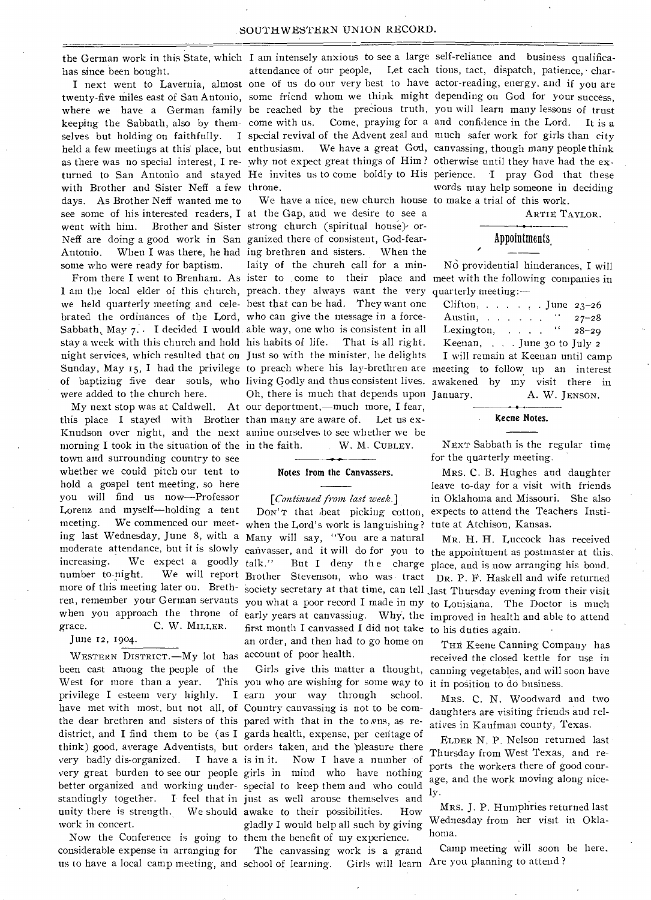the German work in this State, which has since been bought.

I next went to Lavernia, almost twenty-five miles east of San Antonio, where we have a German family keeping the Sabbath, also by themselves but holding on faithfully. I held a few meetings at this place, but as there was no special interest, I returned to San Antonio and stayed with Brother and Sister Neff a few days. As Brother Neff wanted me to see some of his interested readers, I went with him. Brother and Sister Neff are doing a good work in San Antonio. When I was there, he had some who were ready for baptism.

From there I went to Brenham. As I am the local elder of this church, we held quarterly meeting and celebrated the ordinances of the Lord, Sabbath, May 7. I decided I would stay a week with this church and hold night services, which resulted that on Sunday, May 15, I had the privilege of baptizing five dear souls, who were added to the church here.

My next stop was at Caldwell. At this place I stayed with Brother Knudson over night, and the next morning I took in the situation of the town and surrounding country to see whether we could pitch our tent to hold a gospel tent meeting, so here you will find us now—Professor Lorenz and myself—holding a tent meeting. We commenced our meeting last Wednesday, June 8, with a moderate attendance, but it is slowly increasing. We expect a goodly number to-night. We will report more of this meeting later on. Brethren, remember your German servants when you approach the throne of grace.
C. W. MILLER.

June 12, 1904.

WESTERN DISTRICT.—My lot has been cast among the people of the West for more than a year. This privilege I esteem very highly. I have met with most, but not all, of the dear brethren and sisters of this district, and I find them to be (as I think) good, average Adventists, but very badly dis-organized. I have a very great burden to see our people better organized and working understandingly together. I feel that in unity there is strength. We should work in concert.

Now the Conference is going to considerable expense in arranging for us to have a local camp meeting, and I am intensely anxious to see a large attendance of our people. Let each one of us do our very best to have some friend whom we think might be reached by the precious truth, come with us. Come, praying for a special revival of the Advent zeal and enthusiasm. We have a great God, why not expect great things of Him? He invites us to come boldly to His throne.

We have a nice, new church house at the Gap, and we desire to see a strong church (spiritual house) organized there of consistent, God-fearing brethren and sisters. When the laity of the church call for a minister to come to their place and preach, they always want the very best that can be had. They want one who can give the message in a forceable way, one who is consistent in all his habits of life. That is all right. Just so with the minister, he delights to preach where his lay-brethren are living Godly and thus consistent lives. Oh, there is much that depends upon our deportment,—much more, I fear, than many are aware of. Let us examine ourselves to see whether we be in the faith.
W. M. CUBLEY.

### Notes from the Canvassers.

*[Continued from last week.]*

DON'T that beat picking cotton, when the Lord's work is languishing? Many will say, "You are a natural canvasser, and it will do for you to talk." But I deny the charge Brother Stevenson, who was tract society secretary at that time, can tell you what a poor record I made in my early years at canvassing. Why, the first month I canvassed I did not take an order, and then had to go home on account of poor health.

Girls give this matter a thought, you who are wishing for some way to earn your way through school. Country canvassing is not to be compared with that in the towns, as regards health, expense, per centage of orders taken, and the pleasure there is in it. Now I have a number of girls in mind who have nothing special to keep them and who could just as well arouse themselves and awake to their possibilities. How gladly I would help all such by giving them the benefit of my experience.

The canvassing work is a grand school of learning. Girls will learn self-reliance and business qualifications, tact, dispatch, patience, character-reading, energy, and if you are depending on God for your success, you will learn many lessons of trust and confidence in the Lord. It is a much safer work for girls than city canvassing, though many people think otherwise until they have had the experience. I pray God that these words may help someone in deciding to make a trial of this work.
ARTIE TAYLOR.

### Appointments.

No providential hinderances, I will meet with the following companies in quarterly meeting:—

Clifton, . . . . . June 23–26
Austin, . . . . . . " 27–28
Lexington, . . . . " 28–29
Keenan, . . . June 30 to July 2

I will remain at Keenan until camp meeting to follow up an interest awakened by my visit there in January.
A. W. JENSON.

### Keene Notes.

NEXT Sabbath is the regular time for the quarterly meeting.

MRS. C. B. Hughes and daughter leave to-day for a visit with friends in Oklahoma and Missouri. She also expects to attend the Teachers Institute at Atchison, Kansas.

MR. H. H. Luccock has received the appointment as postmaster at this place, and is now arranging his bond.

DR. P. F. Haskell and wife returned last Thursday evening from their visit to Louisiana. The Doctor is much improved in health and able to attend to his duties again.

THE Keene Canning Company has received the closed kettle for use in canning vegetables, and will soon have it in position to do business.

MRS. C. N. Woodward and two daughters are visiting friends and relatives in Kaufman county, Texas.

ELDER N. P. Nelson returned last Thursday from West Texas, and reports the workers there of good courage, and the work moving along nicely.

MRS. J. P. Humphries returned last Wednesday from her visit in Oklahoma.

Camp meeting will soon be here. Are you planning to attend?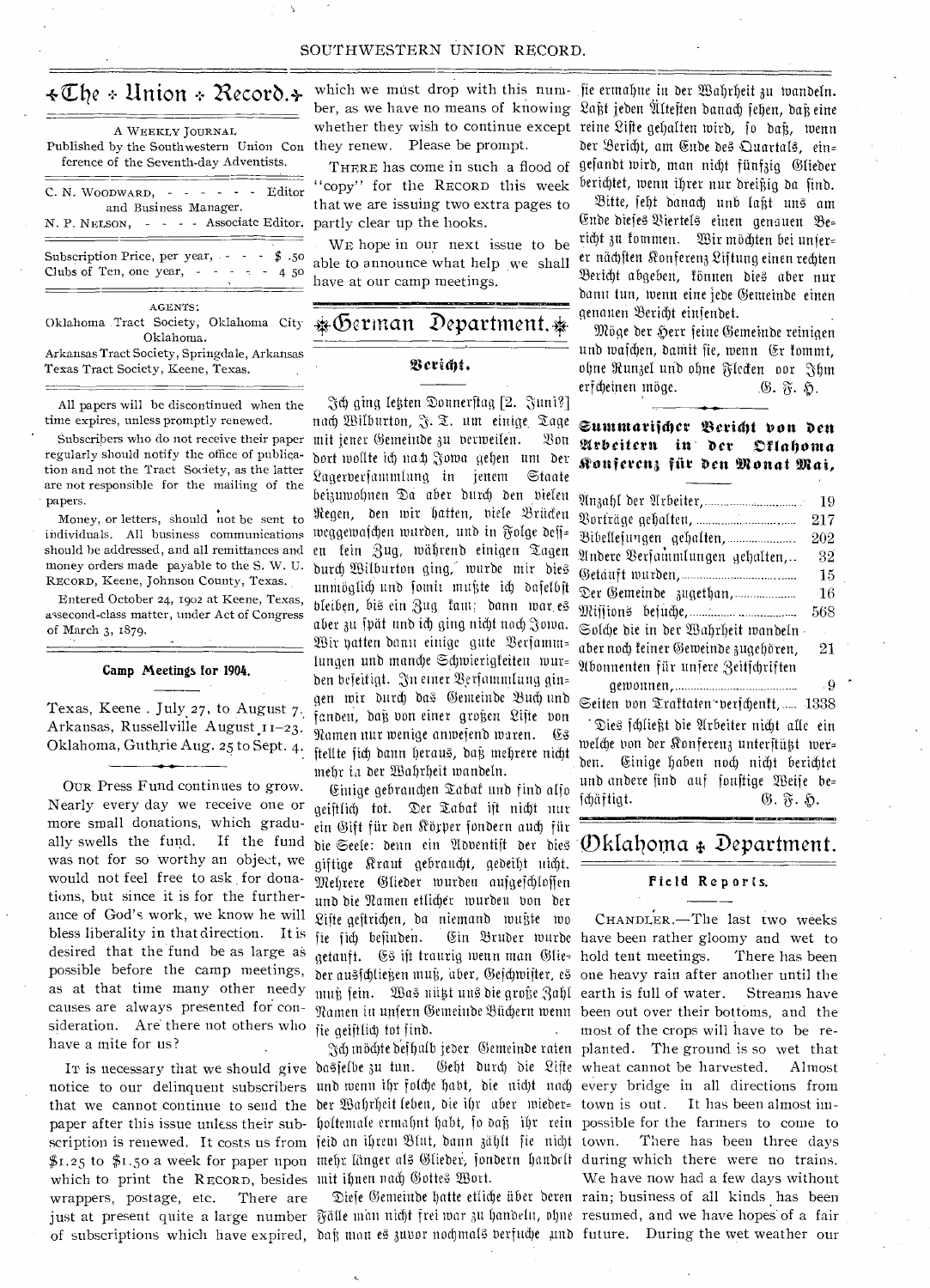# The Union Record.

A WEEKLY JOURNAL

Published by the Southwestern Union Conference of the Seventh-day Adventists.

C. N. WOODWARD, - - - - - - Editor and Business Manager.
N. P. NELSON, - - - - Associate Editor.

Subscription Price, per year, - - - - $ .50
Clubs of Ten, one year, - - - - - 4 50

AGENTS:
Oklahoma Tract Society, Oklahoma City Oklahoma.
Arkansas Tract Society, Springdale, Arkansas
Texas Tract Society, Keene, Texas.

All papers will be discontinued when the time expires, unless promptly renewed.

Subscribers who do not receive their paper regularly should notify the office of publication and not the Tract Society, as the latter are not responsible for the mailing of the papers.

Money, or letters, should not be sent to individuals. All business communications should be addressed, and all remittances and money orders made payable to the S. W. U. RECORD, Keene, Johnson County, Texas.

Entered October 24, 1902 at Keene, Texas, as second-class matter, under Act of Congress of March 3, 1879.

### Camp Meetings for 1904.

Texas, Keene . July 27, to August 7.
Arkansas, Russellville August 11–23.
Oklahoma, Guthrie Aug. 25 to Sept. 4.

OUR Press Fund continues to grow. Nearly every day we receive one or more small donations, which gradually swells the fund. If the fund was not for so worthy an object, we would not feel free to ask for donations, but since it is for the furtherance of God's work, we know he will bless liberality in that direction. It is desired that the fund be as large as possible before the camp meetings, as at that time many other needy causes are always presented for consideration. Are there not others who have a mite for us?

IT is necessary that we should give notice to our delinquent subscribers that we cannot continue to send the paper after this issue unless their subscription is renewed. It costs us from $1.25 to $1.50 a week for paper upon which to print the RECORD, besides wrappers, postage, etc. There are just at present quite a large number of subscriptions which have expired, which we must drop with this number, as we have no means of knowing whether they wish to continue except they renew. Please be prompt.

THERE has come in such a flood of "copy" for the RECORD this week that we are issuing two extra pages to partly clear up the hooks.

WE hope in our next issue to be able to announce what help we shall have at our camp meetings.

# German Department.

### Bericht.

Ich ging letzten Donnerstag [2. Juni?] nach Wilburton, J. T. um einige Tage mit jener Gemeinde zu verweilen. Von dort wollte ich nach Jowa gehen um der Lagerversammlung in jenem Staate beizuwohnen Da aber durch den vielen Regen, den wir hatten, viele Brücken weggewaschen wurden, und in Folge dessen kein Zug, während einigen Tagen durch Wilburton ging, wurde mir dies unmöglich und somit mußte ich daselbst bleiben, bis ein Zug kam; dann war es aber zu spät und ich ging nicht nach Jowa. Wir hatten dann einige gute Versammlungen und manche Schwierigkeiten wurden beseitigt. In einer Versammlung gingen wir durch das Gemeinde Buch und fanden, daß von einer großen Liste von Namen nur wenige anwesend waren. Es stellte sich dann heraus, daß mehrere nicht mehr in der Wahrheit wandeln.

Einige gebrauchen Tabak und sind also geistlich tot. Der Tabak ist nicht nur ein Gift für den Körper sondern auch für die Seele: denn ein Adventist der dies giftige Kraut gebraucht, gedeiht nicht. Mehrere Glieder wurden ausgeschlossen und die Namen etlicher wurden von der Liste gestrichen, da niemand wußte wo sie sich befinden. Ein Bruder wurde getauft. Es ist traurig wenn man Glieder ausschließen muß, aber, Geschwister, es muß sein. Was nützt uns die große Zahl Namen in unsern Gemeinde Büchern wenn sie geistlich tot sind.

Ich möchte deßhalb jeder Gemeinde raten dasselbe zu tun. Geht durch die Liste und wenn ihr solche habt, die nicht nach der Wahrheit leben, die ihr aber wiederholtemale ermahnt habt, so daß ihr rein seid an ihrem Blut, dann zählt sie nicht mehr länger als Glieder, sondern handelt mit ihnen nach Gottes Wort.

Diese Gemeinde hatte etliche über deren Fälle man nicht frei war zu handeln, ohne daß man es zuvor nochmals versuche und sie ermahne in der Wahrheit zu wandeln. Laßt jeden Ältesten danach sehen, daß eine reine Liste gehalten wird, so daß, wenn der Bericht, am Ende des Quartals, eingesandt wird, man nicht fünfzig Glieder berichtet, wenn ihrer nur dreißig da sind.

Bitte, seht danach und laßt uns am Ende dieses Viertels einen genauen Bericht zu kommen. Wir möchten bei unserer nächsten Konferenz Sitzung einen rechten Bericht abgeben, können dies aber nur dann tun, wenn eine jede Gemeinde einen genauen Bericht einsendet.

Möge der Herr seine Gemeinde reinigen und waschen, damit sie, wenn Er kommt, ohne Runzel und ohne Flecken vor Ihm erscheinen möge. G. F. H.

### Summarischer Bericht von den Arbeitern in der Oklahoma Konferenz für den Monat Mai,

| | |
|---|---|
| Anzahl der Arbeiter, | 19 |
| Vorträge gehalten, | 217 |
| Bibellesungen gehalten, | 202 |
| Andere Versammlungen gehalten, | 32 |
| Getauft wurden, | 15 |
| Der Gemeinde zugethan, | 16 |
| Missions besuche, | 568 |
| Solche die in der Wahrheit wandeln aber noch keiner Gemeinde zugehören, | 21 |
| Abonnenten für unsere Zeitschriften gewonnen, | 9 |
| Seiten von Traktaten verschenkt, | 1338 |

Dies schließt die Arbeiter nicht alle ein welche von der Konferenz unterstützt werden. Einige haben noch nicht berichtet und andere sind auf sonstige Weise beschäftigt. G. F. H.

# Oklahoma Department.

### Field Reports.

CHANDLER.—The last two weeks have been rather gloomy and wet to hold tent meetings. There has been one heavy rain after another until the earth is full of water. Streams have been out over their bottoms, and the most of the crops will have to be replanted. The ground is so wet that wheat cannot be harvested. Almost every bridge in all directions from town is out. It has been almost impossible for the farmers to come to town. There has been three days during which there were no trains. We have now had a few days without rain; business of all kinds has been resumed, and we have hopes of a fair future. During the wet weather our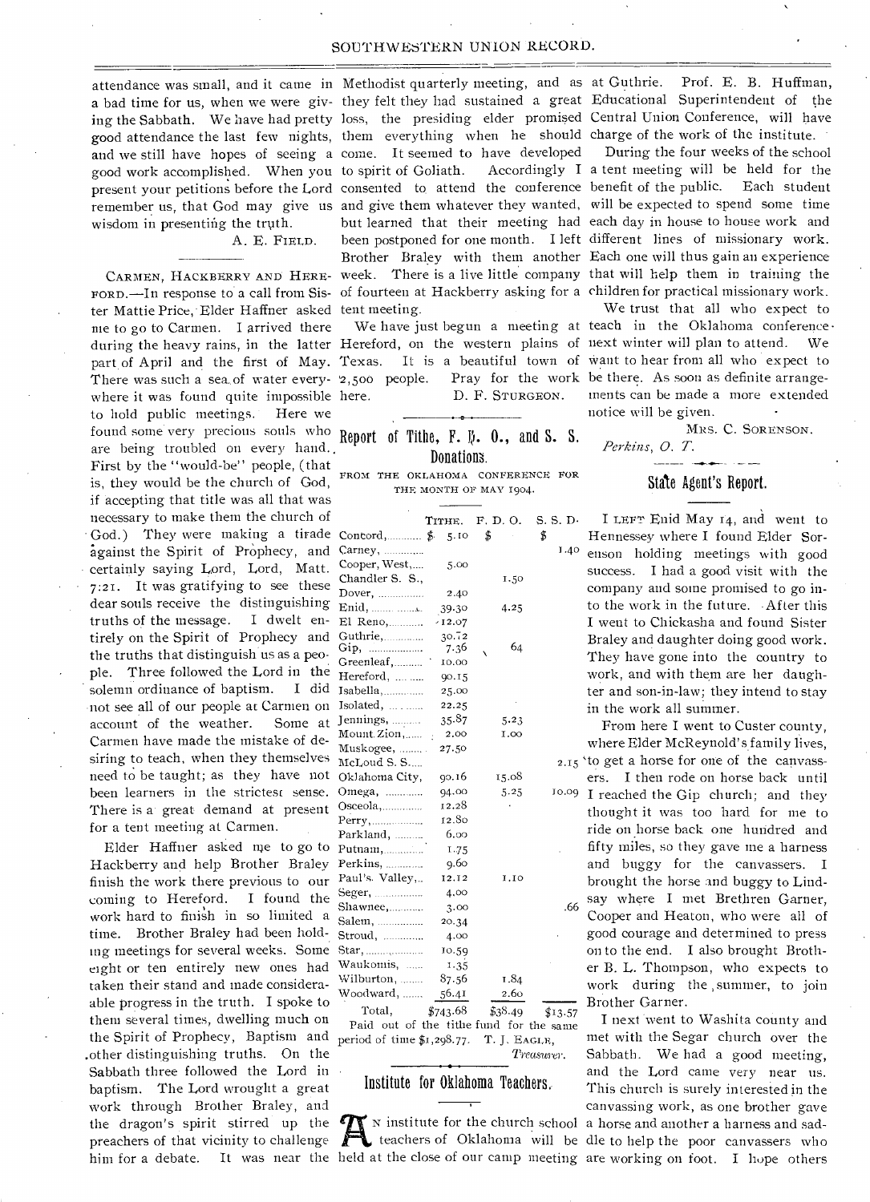attendance was small, and it came in a bad time for us, when we were giving the Sabbath. We have had pretty good attendance the last few nights, and we still have hopes of seeing a good work accomplished. When you present your petitions before the Lord remember us, that God may give us wisdom in presenting the truth.

A. E. FIELD.

CARMEN, HACKBERRY AND HEREFORD.—In response to a call from Sister Mattie Price, Elder Haffner asked me to go to Carmen. I arrived there during the heavy rains, in the latter part of April and the first of May. There was such a sea of water everywhere it was found quite impossible to hold public meetings. Here we found some very precious souls who are being troubled on every hand. First by the "would-be" people, (that is, they would be the church of God, if accepting that title was all that was necessary to make them the church of God.) They were making a tirade against the Spirit of Prophecy, and certainly saying Lord, Lord, Matt. 7:21. It was gratifying to see these dear souls receive the distinguishing truths of the message. I dwelt entirely on the Spirit of Prophecy and the truths that distinguish us as a people. Three followed the Lord in the solemn ordinance of baptism. I did not see all of our people at Carmen on account of the weather. Some at Carmen have made the mistake of desiring to teach, when they themselves need to be taught; as they have not been learners in the strictest sense. There is a great demand at present for a tent meeting at Carmen.

Elder Haffner asked me to go to Hackberry and help Brother Braley finish the work there previous to our coming to Hereford. I found the work hard to finish in so limited a time. Brother Braley had been holding meetings for several weeks. Some eight or ten entirely new ones had taken their stand and made considerable progress in the truth. I spoke to them several times, dwelling much on the Spirit of Prophecy, Baptism and other distinguishing truths. On the Sabbath three followed the Lord in baptism. The Lord wrought a great work through Brother Braley, and the dragon's spirit stirred up the preachers of that vicinity to challenge him for a debate. It was near the Methodist quarterly meeting, and as they felt they had sustained a great loss, the presiding elder promised them everything when he should come. It seemed to have developed to spirit of Goliath. Accordingly I consented to attend the conference and give them whatever they wanted, but learned that their meeting had been postponed for one month. I left Brother Braley with them another week. There is a live little company of fourteen at Hackberry asking for a tent meeting.

We have just begun a meeting at Hereford, on the western plains of Texas. It is a beautiful town of 2,500 people. Pray for the work here.

D. F. STURGEON.

## Report of Tithe, F. D. O., and S. S. Donations.

FROM THE OKLAHOMA CONFERENCE FOR THE MONTH OF MAY 1904.

| | TITHE. | F. D. O. | S. S. D. |
|---|---|---|---|
| Concord, | $ 5.10 | $ | $ |
| Carney, | | | 1.40 |
| Cooper, West, | 5.00 | | |
| Chandler S. S., | | 1.50 | |
| Dover, | 2.40 | | |
| Enid, | 39.30 | 4.25 | |
| El Reno, | 12.07 | | |
| Guthrie, | 30.72 | | |
| Gip, | 7.36 | 64 | |
| Greenleaf, | 10.00 | | |
| Hereford, | 90.15 | | |
| Isabella, | 25.00 | | |
| Isolated, | 22.25 | | |
| Jennings, | 35.87 | 5.23 | |
| Mount Zion, | 2.00 | 1.00 | |
| Muskogee, | 27.50 | | |
| McLoud S. S. | | | 2.15 |
| Oklahoma City, | 90.16 | 15.08 | |
| Omega, | 94.00 | 5.25 | 10.09 |
| Osceola, | 12.28 | | |
| Perry, | 12.80 | | |
| Parkland, | 6.00 | | |
| Putnam, | 1.75 | | |
| Perkins, | 9.60 | | |
| Paul's Valley, | 12.12 | 1.10 | |
| Seger, | 4.00 | | |
| Shawnee, | 3.00 | | .66 |
| Salem, | 20.34 | | |
| Stroud, | 4.00 | | |
| Star, | 10.59 | | |
| Waukomis, | 1.35 | | |
| Wilburton, | 87.56 | 1.84 | |
| Woodward, | 56.41 | 2.60 | |
| Total, | $743.68 | $38.49 | $13.57 |

Paid out of the tithe fund for the same period of time $1,298.77. T. J. EAGLE, *Treasurer.*

## Institute for Oklahoma Teachers.

AN institute for the church school teachers of Oklahoma will be held at the close of our camp meeting at Guthrie. Prof. E. B. Huffman, Educational Superintendent of the Central Union Conference, will have charge of the work of the institute.

During the four weeks of the school a tent meeting will be held for the benefit of the public. Each student will be expected to spend some time each day in house to house work and different lines of missionary work. Each one will thus gain an experience that will help them in training the children for practical missionary work.

We trust that all who expect to teach in the Oklahoma conference next winter will plan to attend. We want to hear from all who expect to be there. As soon as definite arrangements can be made a more extended notice will be given.

MRS. C. SORENSON.

*Perkins, O. T.*

## State Agent's Report.

I LEFT Enid May 14, and went to Hennessey where I found Elder Sorenson holding meetings with good success. I had a good visit with the company and some promised to go into the work in the future. After this I went to Chickasha and found Sister Braley and daughter doing good work. They have gone into the country to work, and with them are her daughter and son-in-law; they intend to stay in the work all summer.

From here I went to Custer county, where Elder McReynold's family lives, to get a horse for one of the canvassers. I then rode on horse back until I reached the Gip church; and they thought it was too hard for me to ride on horse back one hundred and fifty miles, so they gave me a harness and buggy for the canvassers. I brought the horse and buggy to Lindsay where I met Brethren Garner, Cooper and Heaton, who were all of good courage and determined to press on to the end. I also brought Brother B. L. Thompson, who expects to work during the summer, to join Brother Garner.

I next went to Washita county and met with the Segar church over the Sabbath. We had a good meeting, and the Lord came very near us. This church is surely interested in the canvassing work, as one brother gave a horse and another a harness and saddle to help the poor canvassers who are working on foot. I hope others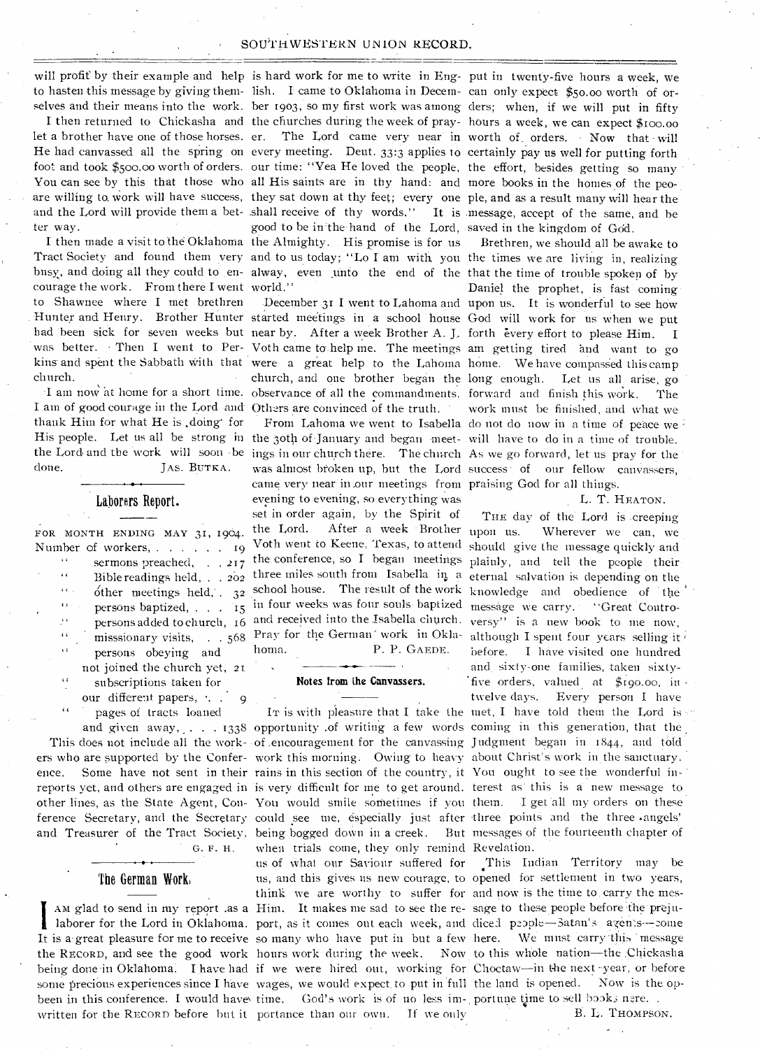will profit by their example and help to hasten this message by giving themselves and their means into the work.

I then returned to Chickasha and let a brother have one of those horses. He had canvassed all the spring on foot and took $500.00 worth of orders. You can see by this that those who are willing to work will have success, and the Lord will provide them a better way.

I then made a visit to the Oklahoma Tract Society and found them very busy, and doing all they could to encourage the work. From there I went to Shawnee where I met brethren Hunter and Henry. Brother Hunter had been sick for seven weeks but was better. Then I went to Perkins and spent the Sabbath with that church.

I am now at home for a short time. I am of good courage in the Lord and thank Him for what He is doing for His people. Let us all be strong in the Lord and the work will soon be done.

JAS. BUTKA.

## Laborers Report.

FOR MONTH ENDING MAY 31, 1904.

| | |
|---|---|
| Number of workers, | 19 |
| " sermons preached, | 217 |
| " Bible readings held, | 202 |
| " other meetings held, | 32 |
| " persons baptized, | 15 |
| " persons added to church, | 16 |
| " missionary visits, | 568 |
| " persons obeying and not joined the church yet, | 21 |
| " subscriptions taken for our different papers, | 9 |
| " pages of tracts loaned and given away, | 1338 |

This does not include all the workers who are supported by the Conference. Some have not sent in their reports yet, and others are engaged in other lines, as the State Agent, Conference Secretary, and the Secretary and Treasurer of the Tract Society.

G. F. H.

## The German Work.

I AM glad to send in my report as a laborer for the Lord in Oklahoma. It is a great pleasure for me to receive the RECORD, and see the good work being done in Oklahoma. I have had some precious experiences since I have been in this conference. I would have written for the RECORD before but it is hard work for me to write in English. I came to Oklahoma in December 1903, so my first work was among the churches during the week of prayer. The Lord came very near in every meeting. Deut. 33:3 applies to our time: "Yea He loved the people, all His saints are in thy hand: and they sat down at thy feet; every one shall receive of thy words." It is good to be in the hand of the Lord, the Almighty. His promise is for us and to us today; "Lo I am with you alway, even unto the end of the world."

December 31 I went to Lahoma and started meetings in a school house near by. After a week Brother A. J. Voth came to help me. The meetings were a great help to the Lahoma church, and one brother began the observance of all the commandments. Others are convinced of the truth.

From Lahoma we went to Isabella the 30th of January and began meetings in our church there. The church was almost broken up, but the Lord came very near in our meetings from evening to evening, so everything was set in order again, by the Spirit of the Lord. After a week Brother Voth went to Keene, Texas, to attend the conference, so I began meetings three miles south from Isabella in a school house. The result of the work in four weeks was four souls baptized and received into the Isabella church. Pray for the German work in Oklahoma.

P. P. GAEDE.

## Notes from the Canvassers.

IT is with pleasure that I take the opportunity of writing a few words of encouragement for the canvassing work this morning. Owing to heavy rains in this section of the country, it is very difficult for me to get around. You would smile sometimes if you could see me, especially just after being bogged down in a creek. But when trials come, they only remind us of what our Saviour suffered for us, and this gives us new courage, to think we are worthy to suffer for Him. It makes me sad to see the report, as it comes out each week, and so many who have put in but a few hours work during the week. Now if we were hired out, working for wages, we would expect to put in full time. God's work is of no less importance than our own. If we only put in twenty-five hours a week, we can only expect $50.00 worth of orders; when, if we will put in fifty hours a week, we can expect $100.00 worth of orders. Now that will certainly pay us well for putting forth the effort, besides getting so many more books in the homes of the people, and as a result many will hear the message, accept of the same, and be saved in the kingdom of God.

Brethren, we should all be awake to the times we are living in, realizing that the time of trouble spoken of by Daniel the prophet, is fast coming upon us. It is wonderful to see how God will work for us when we put forth every effort to please Him. I am getting tired and want to go home. We have compassed this camp long enough. Let us all arise, go forward and finish this work. The work must be finished, and what we do not do now in a time of peace we will have to do in a time of trouble. As we go forward, let us pray for the success of our fellow canvassers, praising God for all things.

L. T. HEATON.

THE day of the Lord is creeping upon us. Wherever we can, we should give the message quickly and plainly, and tell the people their eternal salvation is depending on the knowledge and obedience of the message we carry. "Great Controversy" is a new book to me now, although I spent four years selling it before. I have visited one hundred and sixty-one families, taken sixty-five orders, valued at $190.00, in twelve days. Every person I have met, I have told them the Lord is coming in this generation, that the Judgment began in 1844, and told about Christ's work in the sanctuary. You ought to see the wonderful interest as this is a new message to them. I get all my orders on these three points and the three angels' messages of the fourteenth chapter of Revelation.

This Indian Territory may be opened for settlement in two years, and now is the time to carry the message to these people before the prejudiced people—Satan's agents—come here. We must carry this message to this whole nation—the Chickasha Choctaw—in the next year, or before the land is opened. Now is the opportune time to sell books here.

B. L. THOMPSON.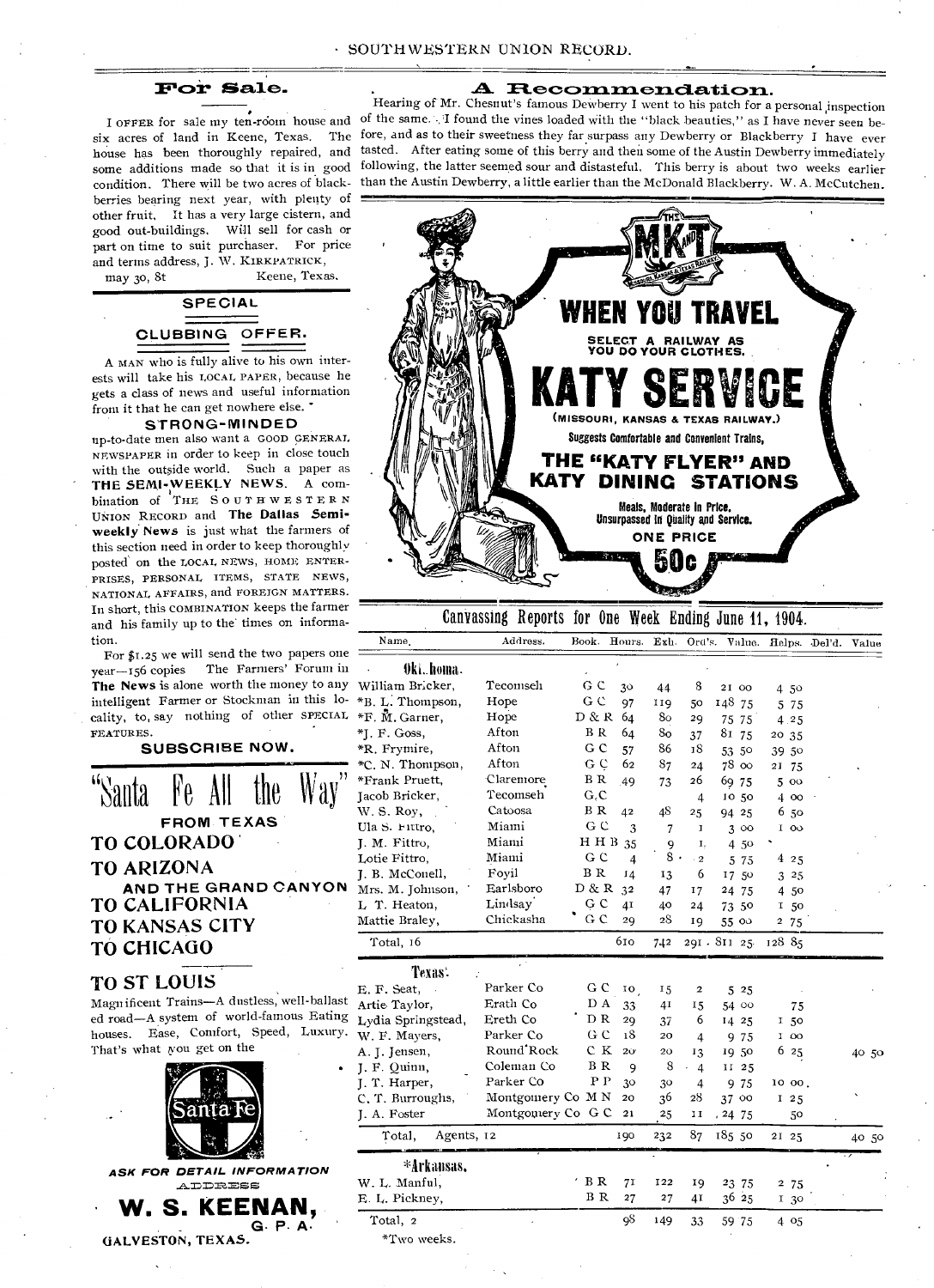## For Sale.

I offer for sale my ten-room house and six acres of land in Keene, Texas. The house has been thoroughly repaired, and some additions made so that it is in good condition. There will be two acres of blackberries bearing next year, with plenty of other fruit. It has a very large cistern, and good out-buildings. Will sell for cash or part on time to suit purchaser. For price and terms address, J. W. KIRKPATRICK,

may 30, 8t Keene, Texas.

### SPECIAL CLUBBING OFFER.

A MAN who is fully alive to his own interests will take his LOCAL PAPER, because he gets a class of news and useful information from it that he can get nowhere else.

**STRONG-MINDED**

up-to-date men also want a GOOD GENERAL NEWSPAPER in order to keep in close touch with the outside world. Such a paper as **THE SEMI-WEEKLY NEWS**. A combination of THE SOUTHWESTERN UNION RECORD and **The Dallas Semi-weekly News** is just what the farmers of this section need in order to keep thoroughly posted on the LOCAL NEWS, HOME ENTERPRISES, PERSONAL ITEMS, STATE NEWS, NATIONAL AFFAIRS, and FOREIGN MATTERS. In short, this COMBINATION keeps the farmer and his family up to the times on information.

For $1.25 we will send the two papers one year—156 copies The Farmers' Forum in **The News** is alone worth the money to any intelligent Farmer or Stockman in this locality, to, say nothing of other SPECIAL FEATURES.

**SUBSCRIBE NOW.**

# "Santa Fe All the Way"

**FROM TEXAS**

**TO COLORADO**

**TO ARIZONA**

**AND THE GRAND CANYON**

**TO CALIFORNIA**

**TO KANSAS CITY**

**TO CHICAGO**

**TO ST LOUIS**

Magnificent Trains—A dustless, well-ballast ed road—A system of world-famous Eating houses. Ease, Comfort, Speed, Luxury. That's what you get on the

Santa Fe

*ASK FOR DETAIL INFORMATION*

ADDRESS

**W. S. KEENAN,**
G. P. A.

GALVESTON, TEXAS.

## A Recommendation.

Hearing of Mr. Chesnut's famous Dewberry I went to his patch for a personal inspection of the same. I found the vines loaded with the "black beauties," as I have never seen before, and as to their sweetness they far surpass any Dewberry or Blackberry I have ever tasted. After eating some of this berry and then some of the Austin Dewberry immediately following, the latter seemed sour and distasteful. This berry is about two weeks earlier than the Austin Dewberry, a little earlier than the McDonald Blackberry. W. A. McCutchen.

THE MKT MISSOURI, KANSAS & TEXAS RAILWAY

**WHEN YOU TRAVEL**

SELECT A RAILWAY AS YOU DO YOUR CLOTHES.

**KATY SERVICE**

(MISSOURI, KANSAS & TEXAS RAILWAY.)

Suggests Comfortable and Convenient Trains,

**THE "KATY FLYER" AND KATY DINING STATIONS**

Meals, Moderate in Price. Unsurpassed in Quality and Service.

ONE PRICE

**50c**

## Canvassing Reports for One Week Ending June 11, 1904.

| Name. | Address. | Book. | Hours. | Exh. | Ord's. | Value. | Helps. | Del'd. | Value |
|---|---|---|---|---|---|---|---|---|---|
| **Oklahoma.** | | | | | | | | | |
| William Bricker, | Tecomseh | G C | 30 | 44 | 8 | 21 00 | 4 50 | | |
| *B. L. Thompson, | Hope | G C | 97 | 119 | 50 | 148 75 | 5 75 | | |
| *F. M. Garner, | Hope | D & R | 64 | 80 | 29 | 75 75 | 4 25 | | |
| *J. F. Goss, | Afton | B R | 64 | 80 | 37 | 81 75 | 20 35 | | |
| *R. Frymire, | Afton | G C | 57 | 86 | 18 | 53 50 | 39 50 | | |
| *C. N. Thompson, | Afton | G C | 62 | 87 | 24 | 78 00 | 21 75 | | |
| *Frank Pruett, | Claremore | B R | 49 | 73 | 26 | 69 75 | 5 00 | | |
| Jacob Bricker, | Tecomseh | G C | | | 4 | 10 50 | 4 00 | | |
| W. S. Roy, | Catoosa | B R | 42 | 48 | 25 | 94 25 | 6 50 | | |
| Ula S. Fittro, | Miami | G C | 3 | 7 | 1 | 3 00 | 1 00 | | |
| J. M. Fittro, | Miami | H H B | 35 | 9 | 1 | 4 50 | | | |
| Lotie Fittro, | Miami | G C | 4 | 8 | 2 | 5 75 | 4 25 | | |
| J. B. McConell, | Foyil | B R | 14 | 13 | 6 | 17 50 | 3 25 | | |
| Mrs. M. Johnson, | Earlsboro | D & R | 32 | 47 | 17 | 24 75 | 4 50 | | |
| L T. Heaton, | Lindsay | G C | 41 | 40 | 24 | 73 50 | 1 50 | | |
| Mattie Braley, | Chickasha | G C | 29 | 28 | 19 | 55 00 | 2 75 | | |
| Total, 16 | | | 610 | 742 | 291 | 811 25 | 128 85 | | |
| **Texas.** | | | | | | | | | |
| E. F. Seat, | Parker Co | G C | 10 | 15 | 2 | 5 25 | | | |
| Artie Taylor, | Erath Co | D A | 33 | 41 | 15 | 54 00 | 75 | | |
| Lydia Springstead, | Ereth Co | D R | 29 | 37 | 6 | 14 25 | 1 50 | | |
| W. F. Mayers, | Parker Co | G C | 18 | 20 | 4 | 9 75 | 1 00 | | |
| A. J. Jensen, | Round Rock | C K | 20 | 20 | 13 | 19 50 | 6 25 | | 40 50 |
| J. F. Quinn, | Coleman Co | B R | 9 | 8 | 4 | 11 25 | | | |
| J. T. Harper, | Parker Co | P P | 30 | 30 | 4 | 9 75 | 10 00 | | |
| C. T. Burroughs, | Montgomery Co | M N | 20 | 36 | 28 | 37 00 | 1 25 | | |
| J. A. Foster | Montgomery Co | G C | 21 | 25 | 11 | 24 75 | 50 | | |
| Total, Agents, 12 | | | 190 | 232 | 87 | 185 50 | 21 25 | | 40 50 |
| ***Arkansas.** | | | | | | | | | |
| W. L. Manful, | | B R | 71 | 122 | 19 | 23 75 | 2 75 | | |
| E. L. Pickney, | | B R | 27 | 27 | 41 | 36 25 | 1 30 | | |
| Total, 2 | | | 98 | 149 | 33 | 59 75 | 4 05 | | |

*Two weeks.